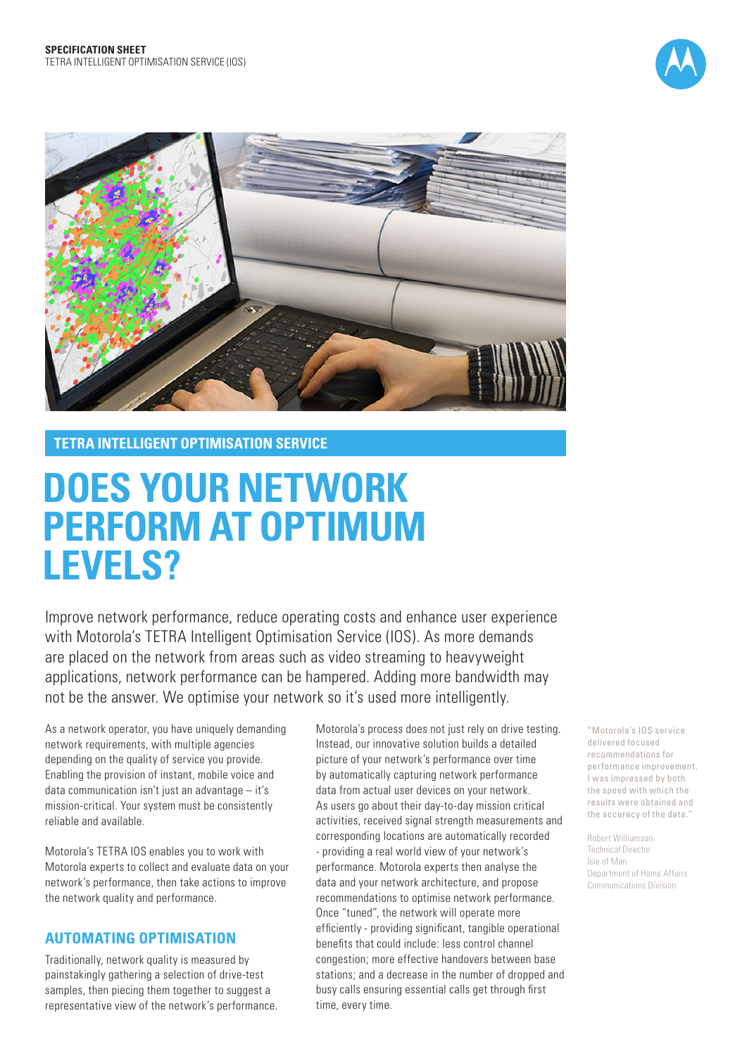**SPECIFICATION SHEET**
TETRA INTELLIGENT OPTIMISATION SERVICE (IOS)

**TETRA INTELLIGENT OPTIMISATION SERVICE**

# DOES YOUR NETWORK PERFORM AT OPTIMUM LEVELS?

Improve network performance, reduce operating costs and enhance user experience with Motorola's TETRA Intelligent Optimisation Service (IOS). As more demands are placed on the network from areas such as video streaming to heavyweight applications, network performance can be hampered. Adding more bandwidth may not be the answer. We optimise your network so it's used more intelligently.

As a network operator, you have uniquely demanding network requirements, with multiple agencies depending on the quality of service you provide. Enabling the provision of instant, mobile voice and data communication isn't just an advantage – it's mission-critical. Your system must be consistently reliable and available.

Motorola's TETRA IOS enables you to work with Motorola experts to collect and evaluate data on your network's performance, then take actions to improve the network quality and performance.

## AUTOMATING OPTIMISATION

Traditionally, network quality is measured by painstakingly gathering a selection of drive-test samples, then piecing them together to suggest a representative view of the network's performance. Motorola's process does not just rely on drive testing. Instead, our innovative solution builds a detailed picture of your network's performance over time by automatically capturing network performance data from actual user devices on your network. As users go about their day-to-day mission critical activities, received signal strength measurements and corresponding locations are automatically recorded - providing a real world view of your network's performance. Motorola experts then analyse the data and your network architecture, and propose recommendations to optimise network performance. Once "tuned", the network will operate more efficiently - providing significant, tangible operational benefits that could include: less control channel congestion; more effective handovers between base stations; and a decrease in the number of dropped and busy calls ensuring essential calls get through first time, every time.

"Motorola's IOS service delivered focused recommendations for performance improvement. I was impressed by both the speed with which the results were obtained and the accuracy of the data."

Robert Williamson
Technical Director
Isle of Man
Department of Home Affairs
Communications Division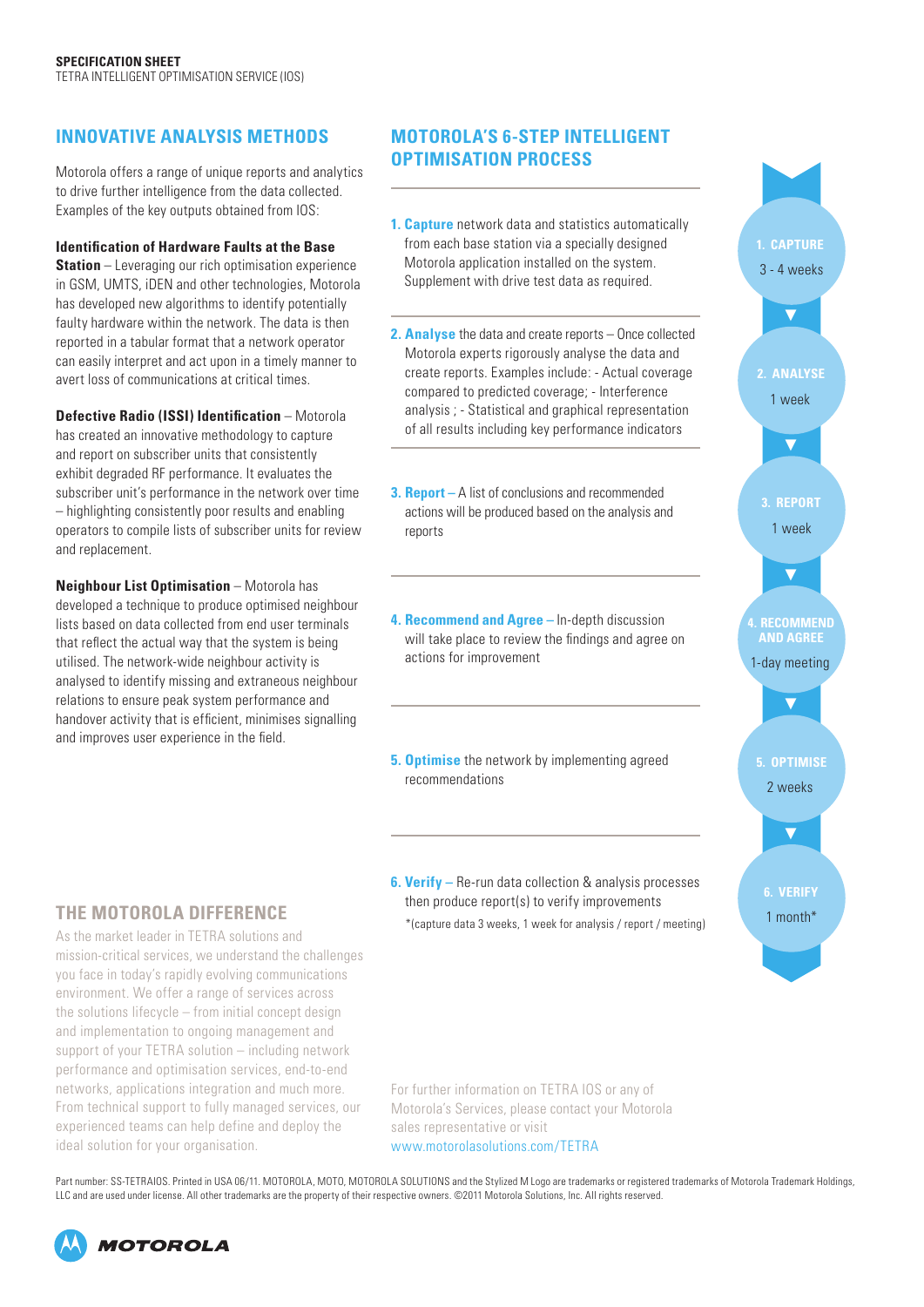**SPECIFICATION SHEET**
TETRA INTELLIGENT OPTIMISATION SERVICE (IOS)

## INNOVATIVE ANALYSIS METHODS

Motorola offers a range of unique reports and analytics to drive further intelligence from the data collected. Examples of the key outputs obtained from IOS:

**Identification of Hardware Faults at the Base Station** – Leveraging our rich optimisation experience in GSM, UMTS, iDEN and other technologies, Motorola has developed new algorithms to identify potentially faulty hardware within the network. The data is then reported in a tabular format that a network operator can easily interpret and act upon in a timely manner to avert loss of communications at critical times.

**Defective Radio (ISSI) Identification** – Motorola has created an innovative methodology to capture and report on subscriber units that consistently exhibit degraded RF performance. It evaluates the subscriber unit's performance in the network over time – highlighting consistently poor results and enabling operators to compile lists of subscriber units for review and replacement.

**Neighbour List Optimisation** – Motorola has developed a technique to produce optimised neighbour lists based on data collected from end user terminals that reflect the actual way that the system is being utilised. The network-wide neighbour activity is analysed to identify missing and extraneous neighbour relations to ensure peak system performance and handover activity that is efficient, minimises signalling and improves user experience in the field.

## MOTOROLA'S 6-STEP INTELLIGENT OPTIMISATION PROCESS

1. **Capture** network data and statistics automatically from each base station via a specially designed Motorola application installed on the system. Supplement with drive test data as required.

2. **Analyse** the data and create reports – Once collected Motorola experts rigorously analyse the data and create reports. Examples include: - Actual coverage compared to predicted coverage; - Interference analysis ; - Statistical and graphical representation of all results including key performance indicators

3. **Report** – A list of conclusions and recommended actions will be produced based on the analysis and reports

4. **Recommend and Agree** – In-depth discussion will take place to review the findings and agree on actions for improvement

5. **Optimise** the network by implementing agreed recommendations

6. **Verify** – Re-run data collection & analysis processes then produce report(s) to verify improvements
*(capture data 3 weeks, 1 week for analysis / report / meeting)

1. CAPTURE
3 - 4 weeks

2. ANALYSE
1 week

3. REPORT
1 week

4. RECOMMEND AND AGREE
1-day meeting

5. OPTIMISE
2 weeks

6. VERIFY
1 month*

## THE MOTOROLA DIFFERENCE

As the market leader in TETRA solutions and mission-critical services, we understand the challenges you face in today's rapidly evolving communications environment. We offer a range of services across the solutions lifecycle – from initial concept design and implementation to ongoing management and support of your TETRA solution – including network performance and optimisation services, end-to-end networks, applications integration and much more. From technical support to fully managed services, our experienced teams can help define and deploy the ideal solution for your organisation.

For further information on TETRA IOS or any of Motorola's Services, please contact your Motorola sales representative or visit www.motorolasolutions.com/TETRA

Part number: SS-TETRAIOS. Printed in USA 06/11. MOTOROLA, MOTO, MOTOROLA SOLUTIONS and the Stylized M Logo are trademarks or registered trademarks of Motorola Trademark Holdings, LLC and are used under license. All other trademarks are the property of their respective owners. ©2011 Motorola Solutions, Inc. All rights reserved.

MOTOROLA